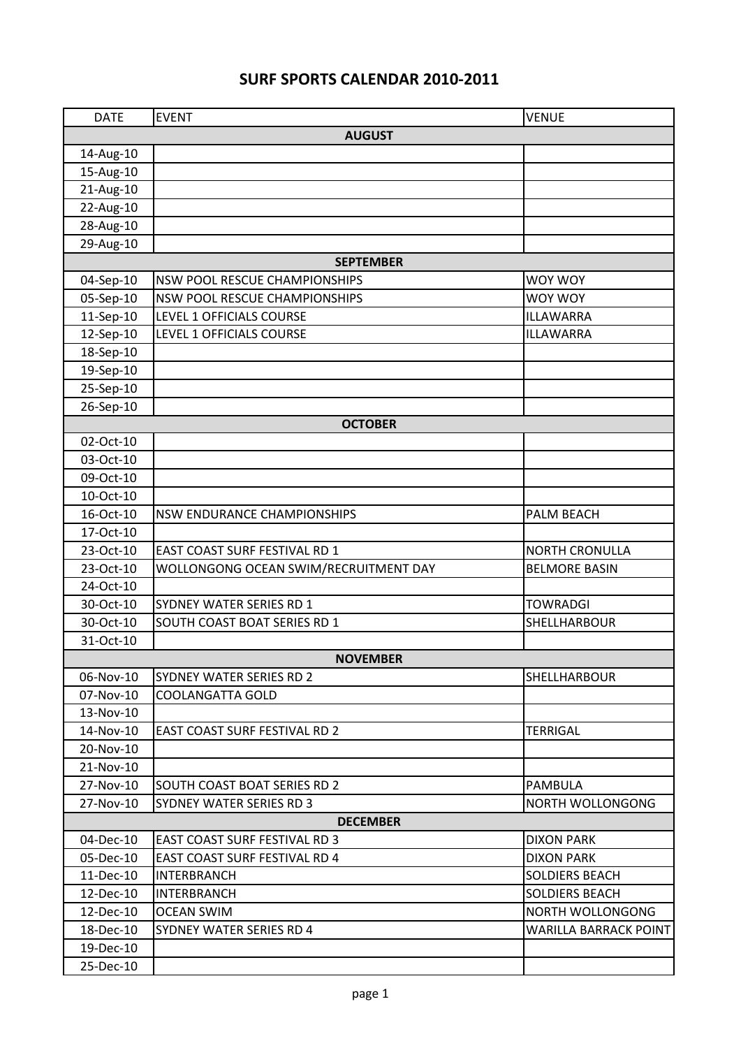# SURF SPORTS CALENDAR 2010-2011

| DATE | EVENT | VENUE |
|---|---|---|
| **AUGUST** | | |
| 14-Aug-10 | | |
| 15-Aug-10 | | |
| 21-Aug-10 | | |
| 22-Aug-10 | | |
| 28-Aug-10 | | |
| 29-Aug-10 | | |
| **SEPTEMBER** | | |
| 04-Sep-10 | NSW POOL RESCUE CHAMPIONSHIPS | WOY WOY |
| 05-Sep-10 | NSW POOL RESCUE CHAMPIONSHIPS | WOY WOY |
| 11-Sep-10 | LEVEL 1 OFFICIALS COURSE | ILLAWARRA |
| 12-Sep-10 | LEVEL 1 OFFICIALS COURSE | ILLAWARRA |
| 18-Sep-10 | | |
| 19-Sep-10 | | |
| 25-Sep-10 | | |
| 26-Sep-10 | | |
| **OCTOBER** | | |
| 02-Oct-10 | | |
| 03-Oct-10 | | |
| 09-Oct-10 | | |
| 10-Oct-10 | | |
| 16-Oct-10 | NSW ENDURANCE CHAMPIONSHIPS | PALM BEACH |
| 17-Oct-10 | | |
| 23-Oct-10 | EAST COAST SURF FESTIVAL RD 1 | NORTH CRONULLA |
| 23-Oct-10 | WOLLONGONG OCEAN SWIM/RECRUITMENT DAY | BELMORE BASIN |
| 24-Oct-10 | | |
| 30-Oct-10 | SYDNEY WATER SERIES RD 1 | TOWRADGI |
| 30-Oct-10 | SOUTH COAST BOAT SERIES RD 1 | SHELLHARBOUR |
| 31-Oct-10 | | |
| **NOVEMBER** | | |
| 06-Nov-10 | SYDNEY WATER SERIES RD 2 | SHELLHARBOUR |
| 07-Nov-10 | COOLANGATTA GOLD | |
| 13-Nov-10 | | |
| 14-Nov-10 | EAST COAST SURF FESTIVAL RD 2 | TERRIGAL |
| 20-Nov-10 | | |
| 21-Nov-10 | | |
| 27-Nov-10 | SOUTH COAST BOAT SERIES RD 2 | PAMBULA |
| 27-Nov-10 | SYDNEY WATER SERIES RD 3 | NORTH WOLLONGONG |
| **DECEMBER** | | |
| 04-Dec-10 | EAST COAST SURF FESTIVAL RD 3 | DIXON PARK |
| 05-Dec-10 | EAST COAST SURF FESTIVAL RD 4 | DIXON PARK |
| 11-Dec-10 | INTERBRANCH | SOLDIERS BEACH |
| 12-Dec-10 | INTERBRANCH | SOLDIERS BEACH |
| 12-Dec-10 | OCEAN SWIM | NORTH WOLLONGONG |
| 18-Dec-10 | SYDNEY WATER SERIES RD 4 | WARILLA BARRACK POINT |
| 19-Dec-10 | | |
| 25-Dec-10 | | |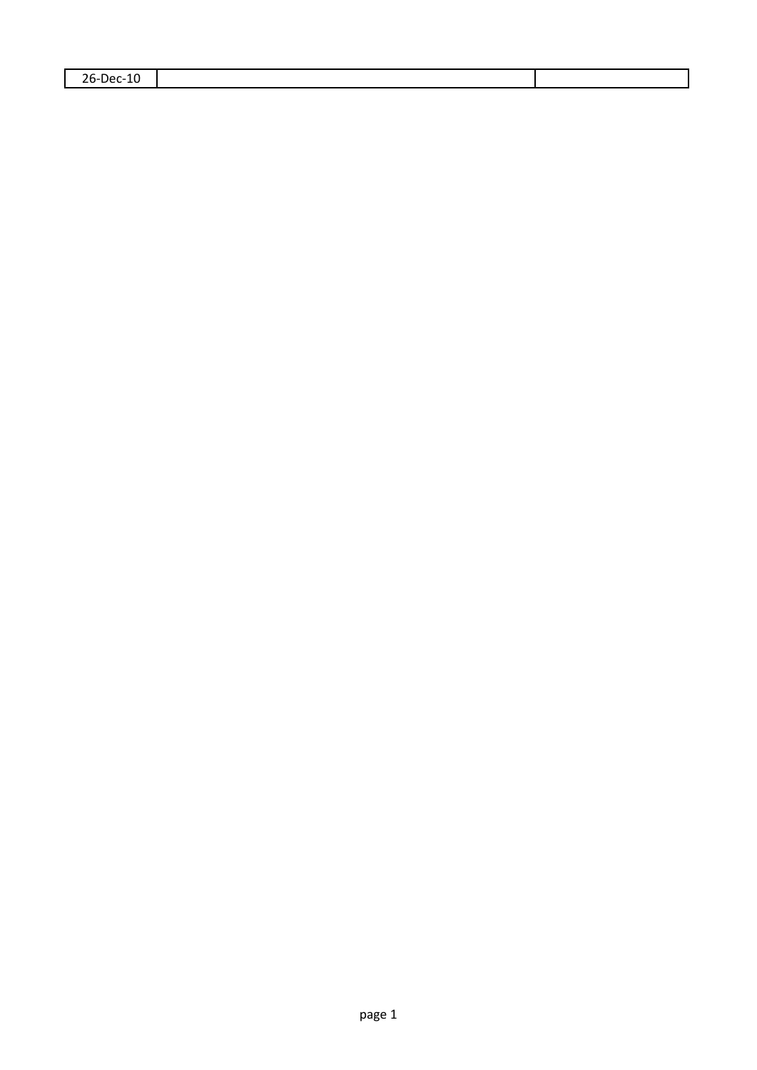| 26-Dec-10 | | |
|---|---|---|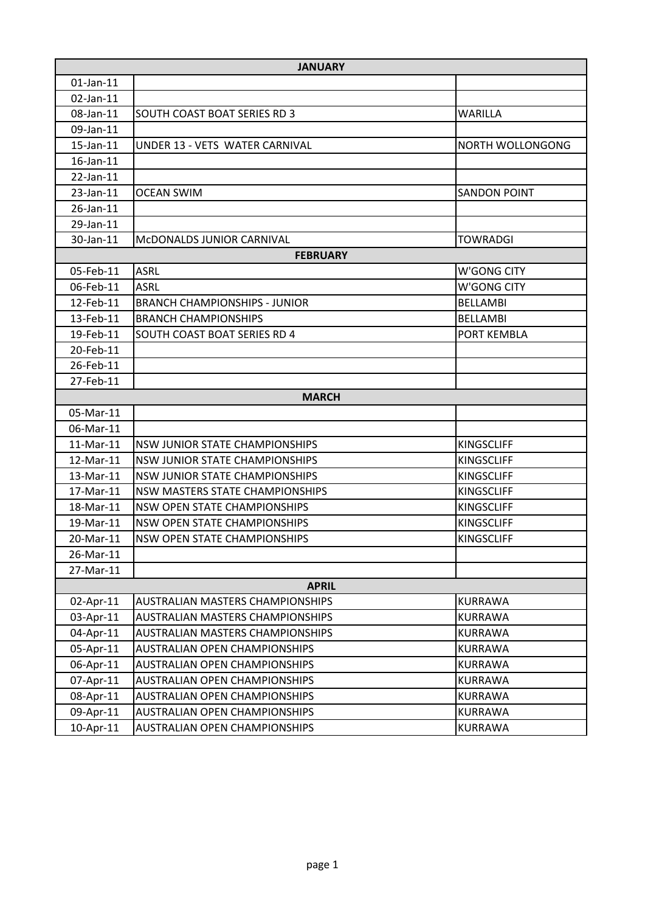| | | |
|---|---|---|
| **JANUARY** | | |
| 01-Jan-11 | | |
| 02-Jan-11 | | |
| 08-Jan-11 | SOUTH COAST BOAT SERIES RD 3 | WARILLA |
| 09-Jan-11 | | |
| 15-Jan-11 | UNDER 13 - VETS WATER CARNIVAL | NORTH WOLLONGONG |
| 16-Jan-11 | | |
| 22-Jan-11 | | |
| 23-Jan-11 | OCEAN SWIM | SANDON POINT |
| 26-Jan-11 | | |
| 29-Jan-11 | | |
| 30-Jan-11 | McDONALDS JUNIOR CARNIVAL | TOWRADGI |
| **FEBRUARY** | | |
| 05-Feb-11 | ASRL | W'GONG CITY |
| 06-Feb-11 | ASRL | W'GONG CITY |
| 12-Feb-11 | BRANCH CHAMPIONSHIPS - JUNIOR | BELLAMBI |
| 13-Feb-11 | BRANCH CHAMPIONSHIPS | BELLAMBI |
| 19-Feb-11 | SOUTH COAST BOAT SERIES RD 4 | PORT KEMBLA |
| 20-Feb-11 | | |
| 26-Feb-11 | | |
| 27-Feb-11 | | |
| **MARCH** | | |
| 05-Mar-11 | | |
| 06-Mar-11 | | |
| 11-Mar-11 | NSW JUNIOR STATE CHAMPIONSHIPS | KINGSCLIFF |
| 12-Mar-11 | NSW JUNIOR STATE CHAMPIONSHIPS | KINGSCLIFF |
| 13-Mar-11 | NSW JUNIOR STATE CHAMPIONSHIPS | KINGSCLIFF |
| 17-Mar-11 | NSW MASTERS STATE CHAMPIONSHIPS | KINGSCLIFF |
| 18-Mar-11 | NSW OPEN STATE CHAMPIONSHIPS | KINGSCLIFF |
| 19-Mar-11 | NSW OPEN STATE CHAMPIONSHIPS | KINGSCLIFF |
| 20-Mar-11 | NSW OPEN STATE CHAMPIONSHIPS | KINGSCLIFF |
| 26-Mar-11 | | |
| 27-Mar-11 | | |
| **APRIL** | | |
| 02-Apr-11 | AUSTRALIAN MASTERS CHAMPIONSHIPS | KURRAWA |
| 03-Apr-11 | AUSTRALIAN MASTERS CHAMPIONSHIPS | KURRAWA |
| 04-Apr-11 | AUSTRALIAN MASTERS CHAMPIONSHIPS | KURRAWA |
| 05-Apr-11 | AUSTRALIAN OPEN CHAMPIONSHIPS | KURRAWA |
| 06-Apr-11 | AUSTRALIAN OPEN CHAMPIONSHIPS | KURRAWA |
| 07-Apr-11 | AUSTRALIAN OPEN CHAMPIONSHIPS | KURRAWA |
| 08-Apr-11 | AUSTRALIAN OPEN CHAMPIONSHIPS | KURRAWA |
| 09-Apr-11 | AUSTRALIAN OPEN CHAMPIONSHIPS | KURRAWA |
| 10-Apr-11 | AUSTRALIAN OPEN CHAMPIONSHIPS | KURRAWA |